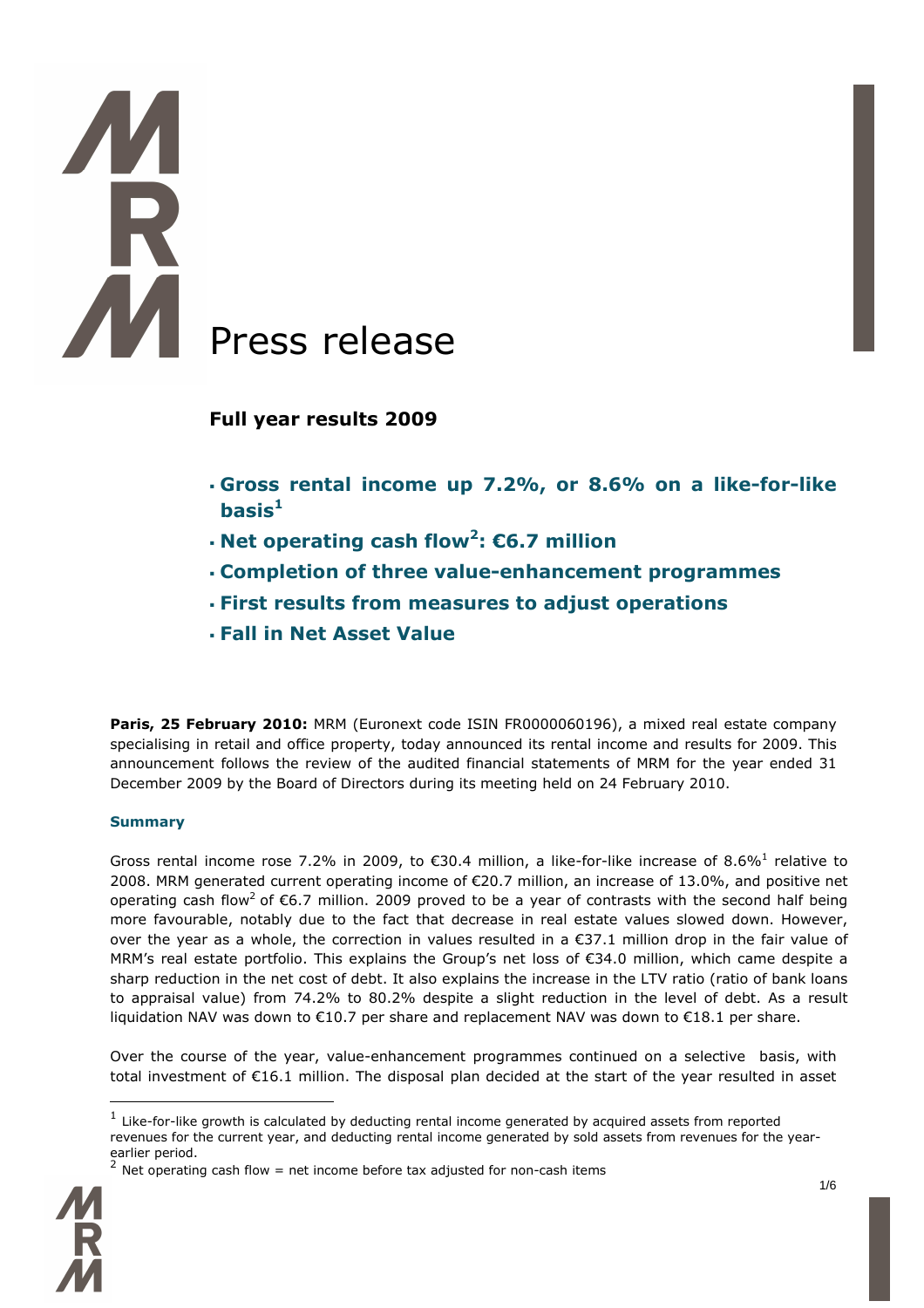# Press release

## Full year results 2009

- **Gross rental income up 7.2%, or 8.6% on a like-for-like basis[1]**
- **Net operating cash flow[2]: €6.7 million**
- **Completion of three value-enhancement programmes**
- **First results from measures to adjust operations**
- **Fall in Net Asset Value**

**Paris, 25 February 2010:** MRM (Euronext code ISIN FR0000060196), a mixed real estate company specialising in retail and office property, today announced its rental income and results for 2009. This announcement follows the review of the audited financial statements of MRM for the year ended 31 December 2009 by the Board of Directors during its meeting held on 24 February 2010.

### Summary

Gross rental income rose 7.2% in 2009, to €30.4 million, a like-for-like increase of 8.6%[1] relative to 2008. MRM generated current operating income of €20.7 million, an increase of 13.0%, and positive net operating cash flow[2] of €6.7 million. 2009 proved to be a year of contrasts with the second half being more favourable, notably due to the fact that decrease in real estate values slowed down. However, over the year as a whole, the correction in values resulted in a €37.1 million drop in the fair value of MRM's real estate portfolio. This explains the Group's net loss of €34.0 million, which came despite a sharp reduction in the net cost of debt. It also explains the increase in the LTV ratio (ratio of bank loans to appraisal value) from 74.2% to 80.2% despite a slight reduction in the level of debt. As a result liquidation NAV was down to €10.7 per share and replacement NAV was down to €18.1 per share.

Over the course of the year, value-enhancement programmes continued on a selective basis, with total investment of €16.1 million. The disposal plan decided at the start of the year resulted in asset

---

[1] Like-for-like growth is calculated by deducting rental income generated by acquired assets from reported revenues for the current year, and deducting rental income generated by sold assets from revenues for the year-earlier period.

[2] Net operating cash flow = net income before tax adjusted for non-cash items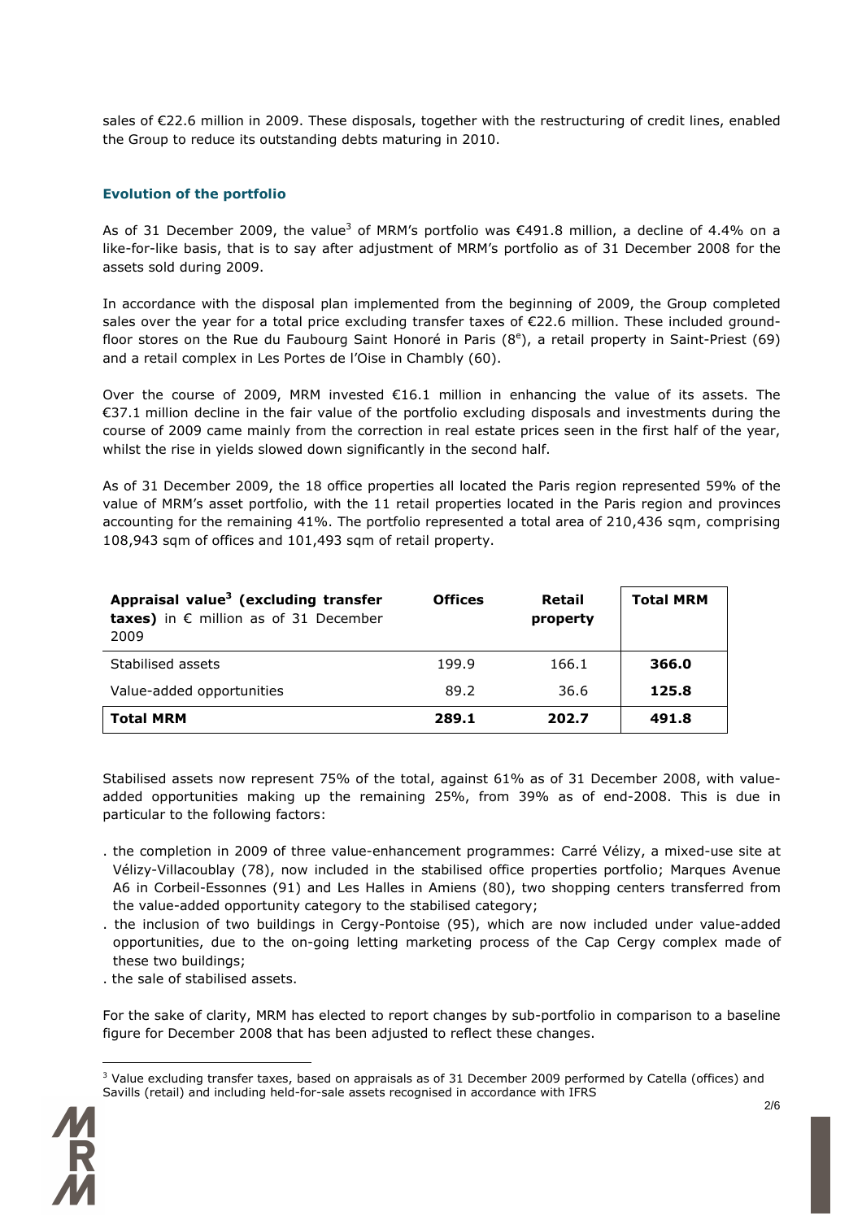sales of €22.6 million in 2009. These disposals, together with the restructuring of credit lines, enabled the Group to reduce its outstanding debts maturing in 2010.

### Evolution of the portfolio

As of 31 December 2009, the value[3] of MRM's portfolio was €491.8 million, a decline of 4.4% on a like-for-like basis, that is to say after adjustment of MRM's portfolio as of 31 December 2008 for the assets sold during 2009.

In accordance with the disposal plan implemented from the beginning of 2009, the Group completed sales over the year for a total price excluding transfer taxes of €22.6 million. These included ground-floor stores on the Rue du Faubourg Saint Honoré in Paris (8e), a retail property in Saint-Priest (69) and a retail complex in Les Portes de l'Oise in Chambly (60).

Over the course of 2009, MRM invested €16.1 million in enhancing the value of its assets. The €37.1 million decline in the fair value of the portfolio excluding disposals and investments during the course of 2009 came mainly from the correction in real estate prices seen in the first half of the year, whilst the rise in yields slowed down significantly in the second half.

As of 31 December 2009, the 18 office properties all located the Paris region represented 59% of the value of MRM's asset portfolio, with the 11 retail properties located in the Paris region and provinces accounting for the remaining 41%. The portfolio represented a total area of 210,436 sqm, comprising 108,943 sqm of offices and 101,493 sqm of retail property.

| **Appraisal value[3] (excluding transfer taxes)** in € million as of 31 December 2009 | **Offices** | **Retail property** | **Total MRM** |
|---|---|---|---|
| Stabilised assets | 199.9 | 166.1 | **366.0** |
| Value-added opportunities | 89.2 | 36.6 | **125.8** |
| **Total MRM** | **289.1** | **202.7** | **491.8** |

Stabilised assets now represent 75% of the total, against 61% as of 31 December 2008, with value-added opportunities making up the remaining 25%, from 39% as of end-2008. This is due in particular to the following factors:

- the completion in 2009 of three value-enhancement programmes: Carré Vélizy, a mixed-use site at Vélizy-Villacoublay (78), now included in the stabilised office properties portfolio; Marques Avenue A6 in Corbeil-Essonnes (91) and Les Halles in Amiens (80), two shopping centers transferred from the value-added opportunity category to the stabilised category;
- the inclusion of two buildings in Cergy-Pontoise (95), which are now included under value-added opportunities, due to the on-going letting marketing process of the Cap Cergy complex made of these two buildings;
- the sale of stabilised assets.

For the sake of clarity, MRM has elected to report changes by sub-portfolio in comparison to a baseline figure for December 2008 that has been adjusted to reflect these changes.

[3] Value excluding transfer taxes, based on appraisals as of 31 December 2009 performed by Catella (offices) and Savills (retail) and including held-for-sale assets recognised in accordance with IFRS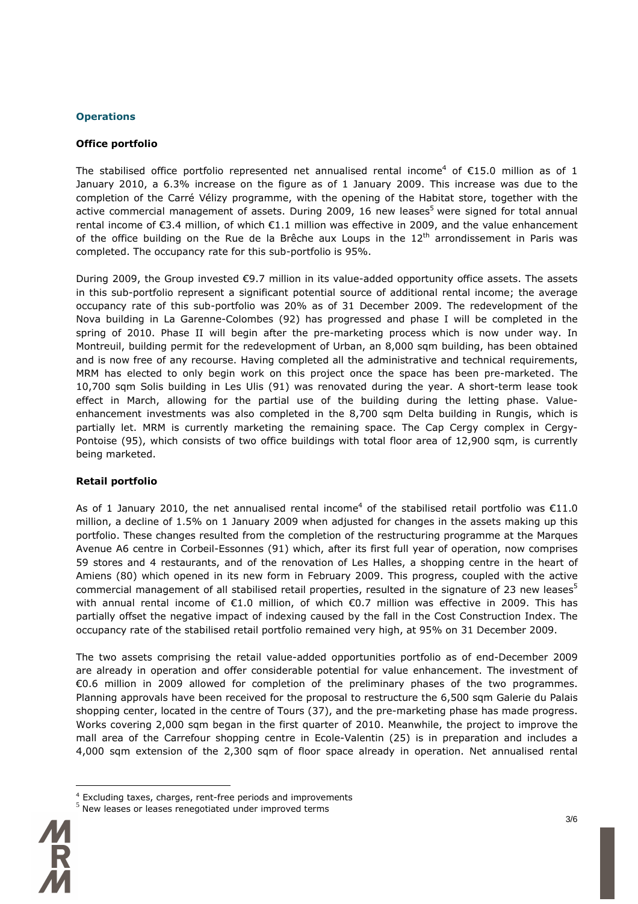### Operations

#### Office portfolio

The stabilised office portfolio represented net annualised rental income[4] of €15.0 million as of 1 January 2010, a 6.3% increase on the figure as of 1 January 2009. This increase was due to the completion of the Carré Vélizy programme, with the opening of the Habitat store, together with the active commercial management of assets. During 2009, 16 new leases[5] were signed for total annual rental income of €3.4 million, of which €1.1 million was effective in 2009, and the value enhancement of the office building on the Rue de la Brêche aux Loups in the 12th arrondissement in Paris was completed. The occupancy rate for this sub-portfolio is 95%.

During 2009, the Group invested €9.7 million in its value-added opportunity office assets. The assets in this sub-portfolio represent a significant potential source of additional rental income; the average occupancy rate of this sub-portfolio was 20% as of 31 December 2009. The redevelopment of the Nova building in La Garenne-Colombes (92) has progressed and phase I will be completed in the spring of 2010. Phase II will begin after the pre-marketing process which is now under way. In Montreuil, building permit for the redevelopment of Urban, an 8,000 sqm building, has been obtained and is now free of any recourse. Having completed all the administrative and technical requirements, MRM has elected to only begin work on this project once the space has been pre-marketed. The 10,700 sqm Solis building in Les Ulis (91) was renovated during the year. A short-term lease took effect in March, allowing for the partial use of the building during the letting phase. Value-enhancement investments was also completed in the 8,700 sqm Delta building in Rungis, which is partially let. MRM is currently marketing the remaining space. The Cap Cergy complex in Cergy-Pontoise (95), which consists of two office buildings with total floor area of 12,900 sqm, is currently being marketed.

#### Retail portfolio

As of 1 January 2010, the net annualised rental income[4] of the stabilised retail portfolio was €11.0 million, a decline of 1.5% on 1 January 2009 when adjusted for changes in the assets making up this portfolio. These changes resulted from the completion of the restructuring programme at the Marques Avenue A6 centre in Corbeil-Essonnes (91) which, after its first full year of operation, now comprises 59 stores and 4 restaurants, and of the renovation of Les Halles, a shopping centre in the heart of Amiens (80) which opened in its new form in February 2009. This progress, coupled with the active commercial management of all stabilised retail properties, resulted in the signature of 23 new leases[5] with annual rental income of €1.0 million, of which €0.7 million was effective in 2009. This has partially offset the negative impact of indexing caused by the fall in the Cost Construction Index. The occupancy rate of the stabilised retail portfolio remained very high, at 95% on 31 December 2009.

The two assets comprising the retail value-added opportunities portfolio as of end-December 2009 are already in operation and offer considerable potential for value enhancement. The investment of €0.6 million in 2009 allowed for completion of the preliminary phases of the two programmes. Planning approvals have been received for the proposal to restructure the 6,500 sqm Galerie du Palais shopping center, located in the centre of Tours (37), and the pre-marketing phase has made progress. Works covering 2,000 sqm began in the first quarter of 2010. Meanwhile, the project to improve the mall area of the Carrefour shopping centre in Ecole-Valentin (25) is in preparation and includes a 4,000 sqm extension of the 2,300 sqm of floor space already in operation. Net annualised rental

[4] Excluding taxes, charges, rent-free periods and improvements
[5] New leases or leases renegotiated under improved terms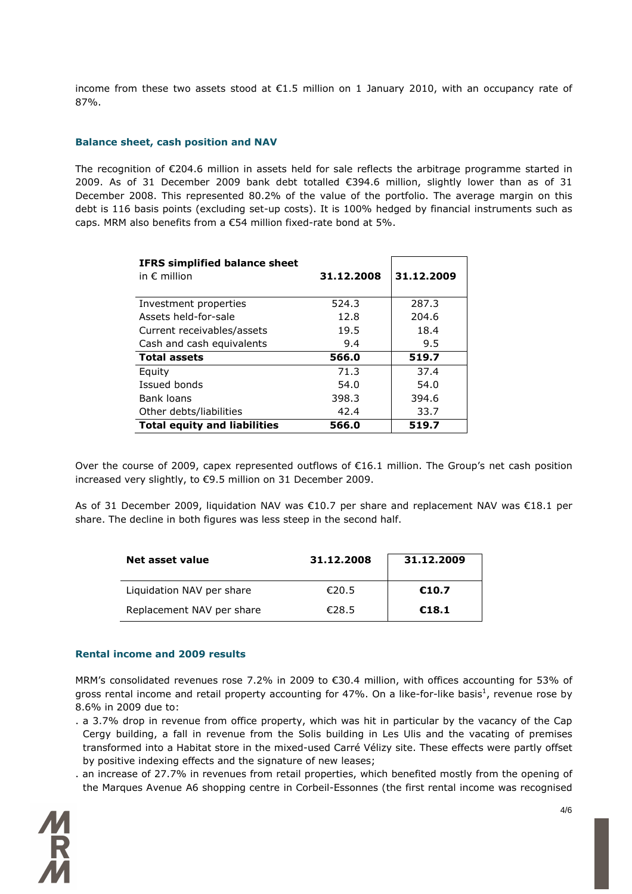income from these two assets stood at €1.5 million on 1 January 2010, with an occupancy rate of 87%.

### Balance sheet, cash position and NAV

The recognition of €204.6 million in assets held for sale reflects the arbitrage programme started in 2009. As of 31 December 2009 bank debt totalled €394.6 million, slightly lower than as of 31 December 2008. This represented 80.2% of the value of the portfolio. The average margin on this debt is 116 basis points (excluding set-up costs). It is 100% hedged by financial instruments such as caps. MRM also benefits from a €54 million fixed-rate bond at 5%.

| **IFRS simplified balance sheet** in € million | **31.12.2008** | **31.12.2009** |
|---|---|---|
| Investment properties | 524.3 | 287.3 |
| Assets held-for-sale | 12.8 | 204.6 |
| Current receivables/assets | 19.5 | 18.4 |
| Cash and cash equivalents | 9.4 | 9.5 |
| **Total assets** | **566.0** | **519.7** |
| Equity | 71.3 | 37.4 |
| Issued bonds | 54.0 | 54.0 |
| Bank loans | 398.3 | 394.6 |
| Other debts/liabilities | 42.4 | 33.7 |
| **Total equity and liabilities** | **566.0** | **519.7** |

Over the course of 2009, capex represented outflows of €16.1 million. The Group's net cash position increased very slightly, to €9.5 million on 31 December 2009.

As of 31 December 2009, liquidation NAV was €10.7 per share and replacement NAV was €18.1 per share. The decline in both figures was less steep in the second half.

| **Net asset value** | **31.12.2008** | **31.12.2009** |
|---|---|---|
| Liquidation NAV per share | €20.5 | **€10.7** |
| Replacement NAV per share | €28.5 | **€18.1** |

### Rental income and 2009 results

MRM's consolidated revenues rose 7.2% in 2009 to €30.4 million, with offices accounting for 53% of gross rental income and retail property accounting for 47%. On a like-for-like basis[1], revenue rose by 8.6% in 2009 due to:

- a 3.7% drop in revenue from office property, which was hit in particular by the vacancy of the Cap Cergy building, a fall in revenue from the Solis building in Les Ulis and the vacating of premises transformed into a Habitat store in the mixed-used Carré Vélizy site. These effects were partly offset by positive indexing effects and the signature of new leases;
- an increase of 27.7% in revenues from retail properties, which benefited mostly from the opening of the Marques Avenue A6 shopping centre in Corbeil-Essonnes (the first rental income was recognised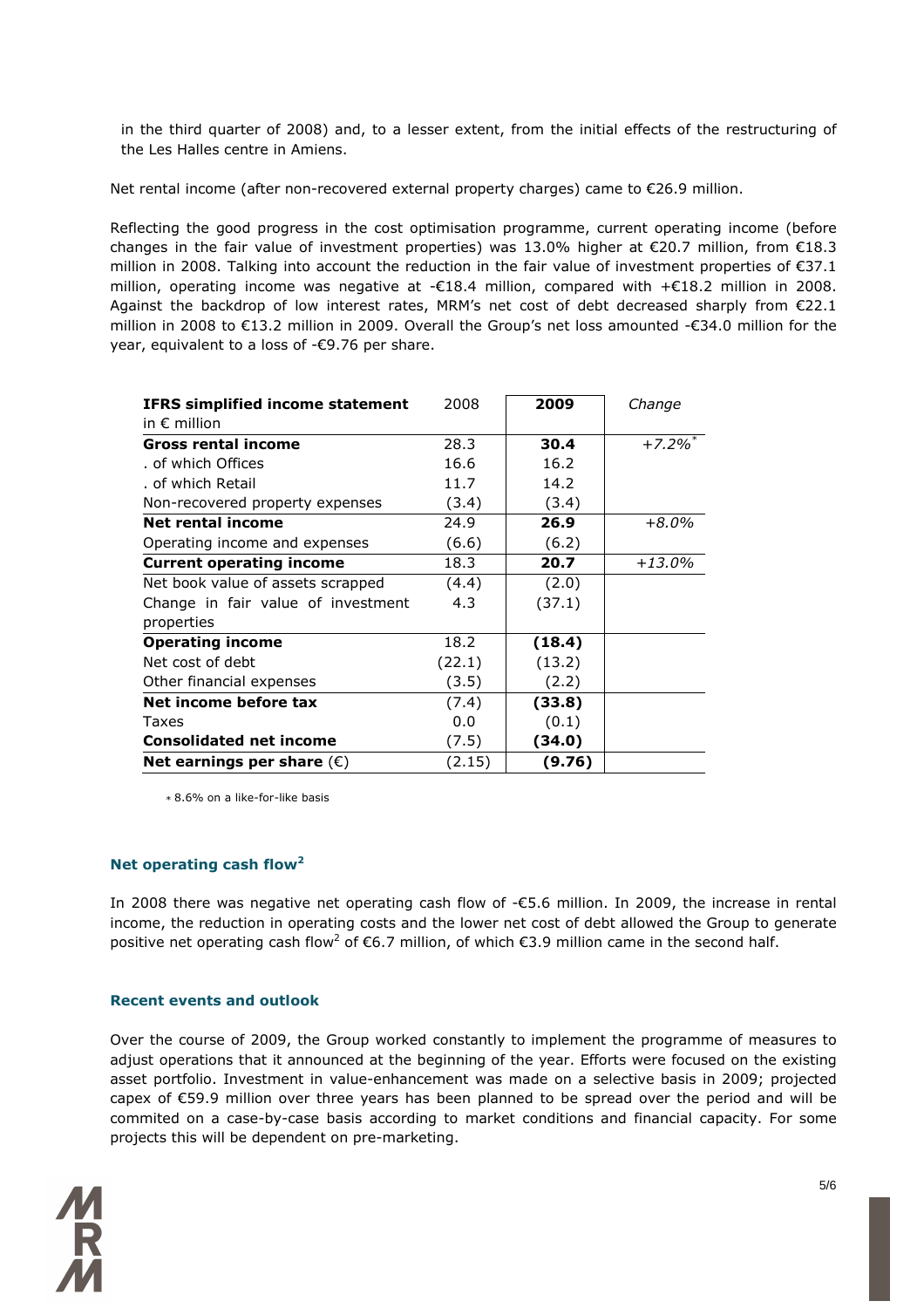in the third quarter of 2008) and, to a lesser extent, from the initial effects of the restructuring of the Les Halles centre in Amiens.

Net rental income (after non-recovered external property charges) came to €26.9 million.

Reflecting the good progress in the cost optimisation programme, current operating income (before changes in the fair value of investment properties) was 13.0% higher at €20.7 million, from €18.3 million in 2008. Talking into account the reduction in the fair value of investment properties of €37.1 million, operating income was negative at -€18.4 million, compared with +€18.2 million in 2008. Against the backdrop of low interest rates, MRM's net cost of debt decreased sharply from €22.1 million in 2008 to €13.2 million in 2009. Overall the Group's net loss amounted -€34.0 million for the year, equivalent to a loss of -€9.76 per share.

| **IFRS simplified income statement** in € million | 2008 | **2009** | *Change* |
|---|---|---|---|
| **Gross rental income** | 28.3 | **30.4** | *+7.2%*\* |
| . of which Offices | 16.6 | 16.2 | |
| . of which Retail | 11.7 | 14.2 | |
| Non-recovered property expenses | (3.4) | (3.4) | |
| **Net rental income** | 24.9 | **26.9** | *+8.0%* |
| Operating income and expenses | (6.6) | (6.2) | |
| **Current operating income** | 18.3 | **20.7** | *+13.0%* |
| Net book value of assets scrapped | (4.4) | (2.0) | |
| Change in fair value of investment properties | 4.3 | (37.1) | |
| **Operating income** | 18.2 | **(18.4)** | |
| Net cost of debt | (22.1) | (13.2) | |
| Other financial expenses | (3.5) | (2.2) | |
| **Net income before tax** | (7.4) | **(33.8)** | |
| Taxes | 0.0 | (0.1) | |
| **Consolidated net income** | (7.5) | **(34.0)** | |
| **Net earnings per share** (€) | (2.15) | **(9.76)** | |

\* 8.6% on a like-for-like basis

### Net operating cash flow[2]

In 2008 there was negative net operating cash flow of -€5.6 million. In 2009, the increase in rental income, the reduction in operating costs and the lower net cost of debt allowed the Group to generate positive net operating cash flow[2] of €6.7 million, of which €3.9 million came in the second half.

### Recent events and outlook

Over the course of 2009, the Group worked constantly to implement the programme of measures to adjust operations that it announced at the beginning of the year. Efforts were focused on the existing asset portfolio. Investment in value-enhancement was made on a selective basis in 2009; projected capex of €59.9 million over three years has been planned to be spread over the period and will be commited on a case-by-case basis according to market conditions and financial capacity. For some projects this will be dependent on pre-marketing.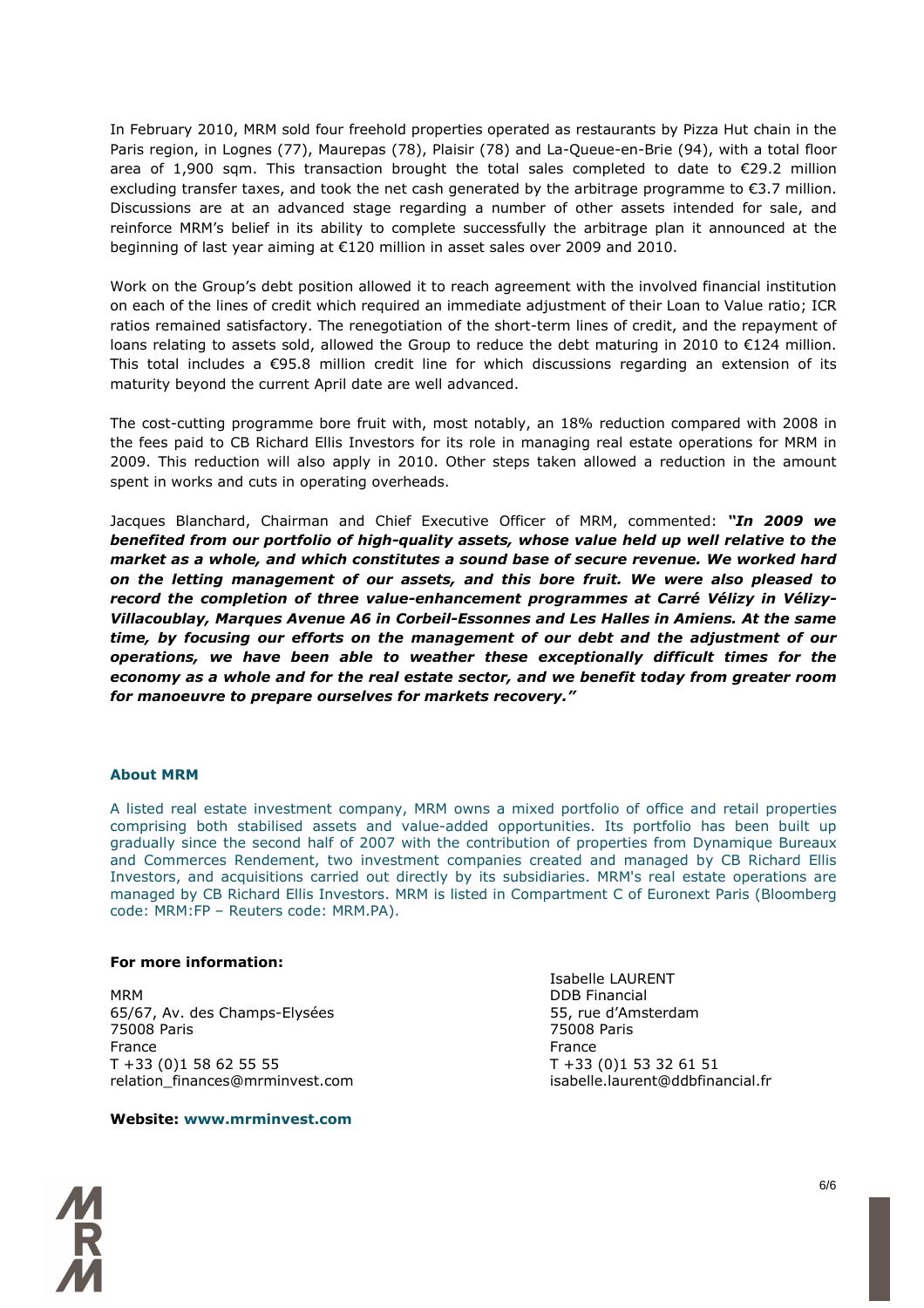In February 2010, MRM sold four freehold properties operated as restaurants by Pizza Hut chain in the Paris region, in Lognes (77), Maurepas (78), Plaisir (78) and La-Queue-en-Brie (94), with a total floor area of 1,900 sqm. This transaction brought the total sales completed to date to €29.2 million excluding transfer taxes, and took the net cash generated by the arbitrage programme to €3.7 million. Discussions are at an advanced stage regarding a number of other assets intended for sale, and reinforce MRM's belief in its ability to complete successfully the arbitrage plan it announced at the beginning of last year aiming at €120 million in asset sales over 2009 and 2010.

Work on the Group's debt position allowed it to reach agreement with the involved financial institution on each of the lines of credit which required an immediate adjustment of their Loan to Value ratio; ICR ratios remained satisfactory. The renegotiation of the short-term lines of credit, and the repayment of loans relating to assets sold, allowed the Group to reduce the debt maturing in 2010 to €124 million. This total includes a €95.8 million credit line for which discussions regarding an extension of its maturity beyond the current April date are well advanced.

The cost-cutting programme bore fruit with, most notably, an 18% reduction compared with 2008 in the fees paid to CB Richard Ellis Investors for its role in managing real estate operations for MRM in 2009. This reduction will also apply in 2010. Other steps taken allowed a reduction in the amount spent in works and cuts in operating overheads.

Jacques Blanchard, Chairman and Chief Executive Officer of MRM, commented: ***"In 2009 we benefited from our portfolio of high-quality assets, whose value held up well relative to the market as a whole, and which constitutes a sound base of secure revenue. We worked hard on the letting management of our assets, and this bore fruit. We were also pleased to record the completion of three value-enhancement programmes at Carré Vélizy in Vélizy-Villacoublay, Marques Avenue A6 in Corbeil-Essonnes and Les Halles in Amiens. At the same time, by focusing our efforts on the management of our debt and the adjustment of our operations, we have been able to weather these exceptionally difficult times for the economy as a whole and for the real estate sector, and we benefit today from greater room for manoeuvre to prepare ourselves for markets recovery."***

**About MRM**

A listed real estate investment company, MRM owns a mixed portfolio of office and retail properties comprising both stabilised assets and value-added opportunities. Its portfolio has been built up gradually since the second half of 2007 with the contribution of properties from Dynamique Bureaux and Commerces Rendement, two investment companies created and managed by CB Richard Ellis Investors, and acquisitions carried out directly by its subsidiaries. MRM's real estate operations are managed by CB Richard Ellis Investors. MRM is listed in Compartment C of Euronext Paris (Bloomberg code: MRM:FP – Reuters code: MRM.PA).

**For more information:**

MRM
65/67, Av. des Champs-Elysées
75008 Paris
France
T +33 (0)1 58 62 55 55
relation_finances@mrminvest.com

Isabelle LAURENT
DDB Financial
55, rue d'Amsterdam
75008 Paris
France
T +33 (0)1 53 32 61 51
isabelle.laurent@ddbfinancial.fr

**Website: www.mrminvest.com**